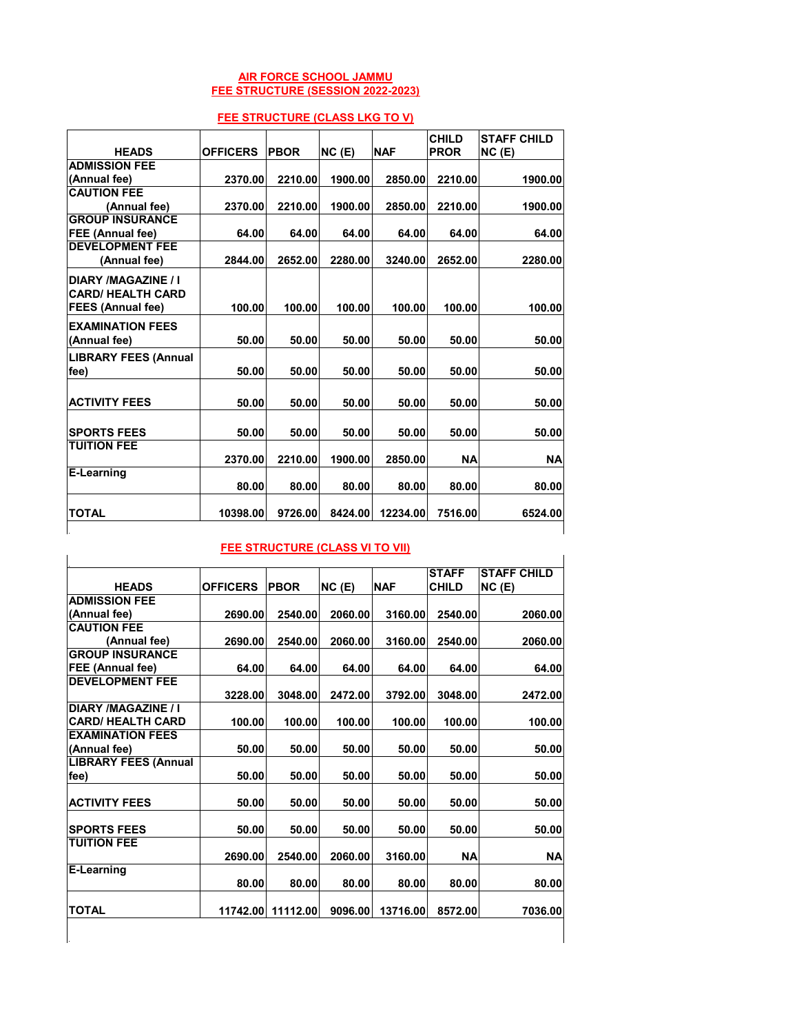# AIR FORCE SCHOOL JAMMU

## FEE STRUCTURE (SESSION 2022-2023)

### FEE STRUCTURE (CLASS LKG TO V)

| HEADS | OFFICERS | PBOR | NC (E) | NAF | CHILD PROR | STAFF CHILD NC (E) |
|---|---|---|---|---|---|---|
| ADMISSION FEE (Annual fee) | 2370.00 | 2210.00 | 1900.00 | 2850.00 | 2210.00 | 1900.00 |
| CAUTION FEE (Annual fee) | 2370.00 | 2210.00 | 1900.00 | 2850.00 | 2210.00 | 1900.00 |
| GROUP INSURANCE FEE (Annual fee) | 64.00 | 64.00 | 64.00 | 64.00 | 64.00 | 64.00 |
| DEVELOPMENT FEE (Annual fee) | 2844.00 | 2652.00 | 2280.00 | 3240.00 | 2652.00 | 2280.00 |
| DIARY /MAGAZINE / I CARD/ HEALTH CARD FEES (Annual fee) | 100.00 | 100.00 | 100.00 | 100.00 | 100.00 | 100.00 |
| EXAMINATION FEES (Annual fee) | 50.00 | 50.00 | 50.00 | 50.00 | 50.00 | 50.00 |
| LIBRARY FEES (Annual fee) | 50.00 | 50.00 | 50.00 | 50.00 | 50.00 | 50.00 |
| ACTIVITY FEES | 50.00 | 50.00 | 50.00 | 50.00 | 50.00 | 50.00 |
| SPORTS FEES | 50.00 | 50.00 | 50.00 | 50.00 | 50.00 | 50.00 |
| TUITION FEE | 2370.00 | 2210.00 | 1900.00 | 2850.00 | NA | NA |
| E-Learning | 80.00 | 80.00 | 80.00 | 80.00 | 80.00 | 80.00 |
| TOTAL | 10398.00 | 9726.00 | 8424.00 | 12234.00 | 7516.00 | 6524.00 |

### FEE STRUCTURE (CLASS VI TO VII)

| HEADS | OFFICERS | PBOR | NC (E) | NAF | STAFF CHILD | STAFF CHILD NC (E) |
|---|---|---|---|---|---|---|
| ADMISSION FEE (Annual fee) | 2690.00 | 2540.00 | 2060.00 | 3160.00 | 2540.00 | 2060.00 |
| CAUTION FEE (Annual fee) | 2690.00 | 2540.00 | 2060.00 | 3160.00 | 2540.00 | 2060.00 |
| GROUP INSURANCE FEE (Annual fee) | 64.00 | 64.00 | 64.00 | 64.00 | 64.00 | 64.00 |
| DEVELOPMENT FEE | 3228.00 | 3048.00 | 2472.00 | 3792.00 | 3048.00 | 2472.00 |
| DIARY /MAGAZINE / I CARD/ HEALTH CARD | 100.00 | 100.00 | 100.00 | 100.00 | 100.00 | 100.00 |
| EXAMINATION FEES (Annual fee) | 50.00 | 50.00 | 50.00 | 50.00 | 50.00 | 50.00 |
| LIBRARY FEES (Annual fee) | 50.00 | 50.00 | 50.00 | 50.00 | 50.00 | 50.00 |
| ACTIVITY FEES | 50.00 | 50.00 | 50.00 | 50.00 | 50.00 | 50.00 |
| SPORTS FEES | 50.00 | 50.00 | 50.00 | 50.00 | 50.00 | 50.00 |
| TUITION FEE | 2690.00 | 2540.00 | 2060.00 | 3160.00 | NA | NA |
| E-Learning | 80.00 | 80.00 | 80.00 | 80.00 | 80.00 | 80.00 |
| TOTAL | 11742.00 | 11112.00 | 9096.00 | 13716.00 | 8572.00 | 7036.00 |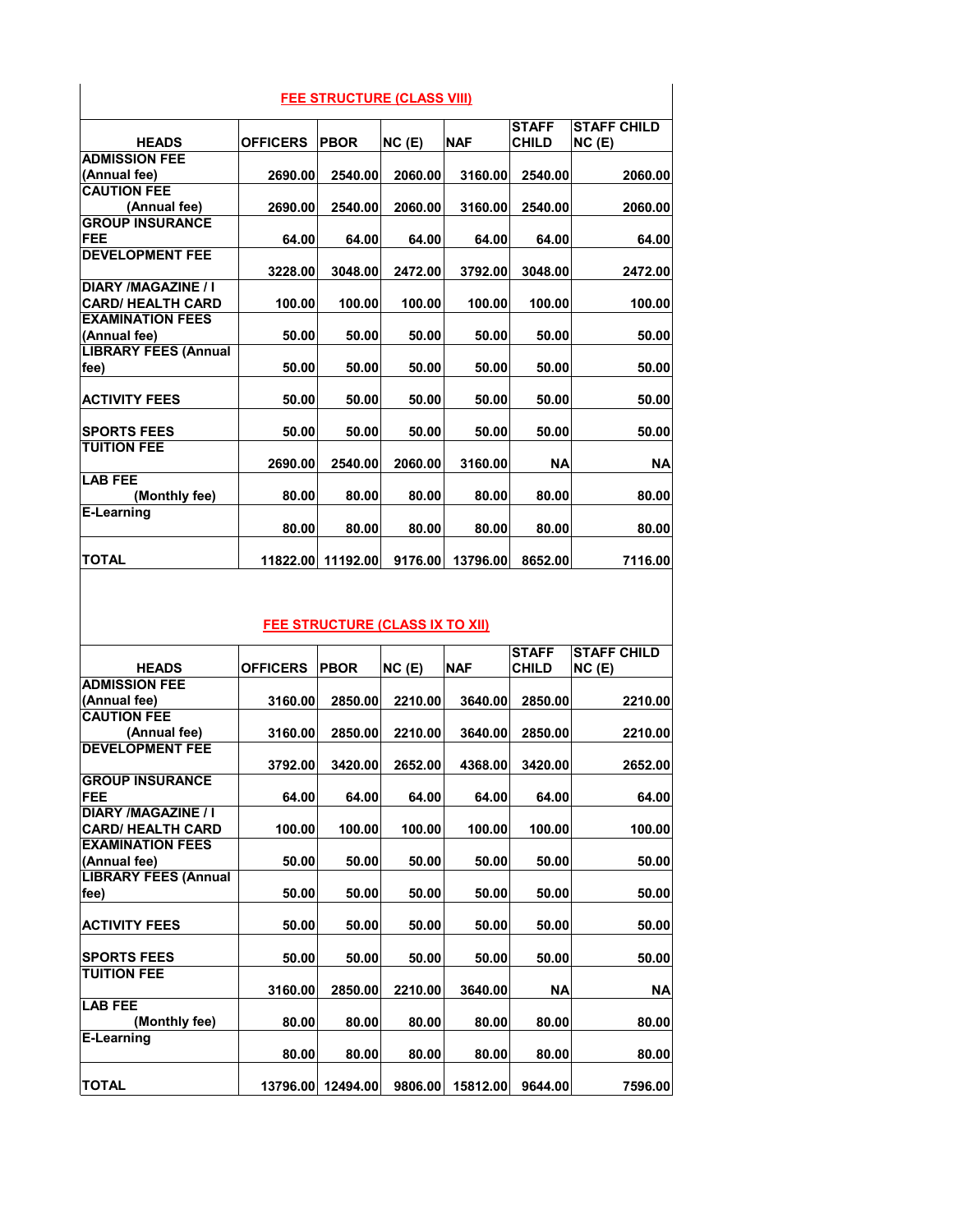## FEE STRUCTURE (CLASS VIII)

| HEADS | OFFICERS | PBOR | NC (E) | NAF | STAFF CHILD | STAFF CHILD NC (E) |
|---|---|---|---|---|---|---|
| ADMISSION FEE (Annual fee) | 2690.00 | 2540.00 | 2060.00 | 3160.00 | 2540.00 | 2060.00 |
| CAUTION FEE (Annual fee) | 2690.00 | 2540.00 | 2060.00 | 3160.00 | 2540.00 | 2060.00 |
| GROUP INSURANCE FEE | 64.00 | 64.00 | 64.00 | 64.00 | 64.00 | 64.00 |
| DEVELOPMENT FEE | 3228.00 | 3048.00 | 2472.00 | 3792.00 | 3048.00 | 2472.00 |
| DIARY /MAGAZINE / I CARD/ HEALTH CARD | 100.00 | 100.00 | 100.00 | 100.00 | 100.00 | 100.00 |
| EXAMINATION FEES (Annual fee) | 50.00 | 50.00 | 50.00 | 50.00 | 50.00 | 50.00 |
| LIBRARY FEES (Annual fee) | 50.00 | 50.00 | 50.00 | 50.00 | 50.00 | 50.00 |
| ACTIVITY FEES | 50.00 | 50.00 | 50.00 | 50.00 | 50.00 | 50.00 |
| SPORTS FEES | 50.00 | 50.00 | 50.00 | 50.00 | 50.00 | 50.00 |
| TUITION FEE | 2690.00 | 2540.00 | 2060.00 | 3160.00 | NA | NA |
| LAB FEE (Monthly fee) | 80.00 | 80.00 | 80.00 | 80.00 | 80.00 | 80.00 |
| E-Learning | 80.00 | 80.00 | 80.00 | 80.00 | 80.00 | 80.00 |
| TOTAL | 11822.00 | 11192.00 | 9176.00 | 13796.00 | 8652.00 | 7116.00 |

## FEE STRUCTURE (CLASS IX TO XII)

| HEADS | OFFICERS | PBOR | NC (E) | NAF | STAFF CHILD | STAFF CHILD NC (E) |
|---|---|---|---|---|---|---|
| ADMISSION FEE (Annual fee) | 3160.00 | 2850.00 | 2210.00 | 3640.00 | 2850.00 | 2210.00 |
| CAUTION FEE (Annual fee) | 3160.00 | 2850.00 | 2210.00 | 3640.00 | 2850.00 | 2210.00 |
| DEVELOPMENT FEE | 3792.00 | 3420.00 | 2652.00 | 4368.00 | 3420.00 | 2652.00 |
| GROUP INSURANCE FEE | 64.00 | 64.00 | 64.00 | 64.00 | 64.00 | 64.00 |
| DIARY /MAGAZINE / I CARD/ HEALTH CARD | 100.00 | 100.00 | 100.00 | 100.00 | 100.00 | 100.00 |
| EXAMINATION FEES (Annual fee) | 50.00 | 50.00 | 50.00 | 50.00 | 50.00 | 50.00 |
| LIBRARY FEES (Annual fee) | 50.00 | 50.00 | 50.00 | 50.00 | 50.00 | 50.00 |
| ACTIVITY FEES | 50.00 | 50.00 | 50.00 | 50.00 | 50.00 | 50.00 |
| SPORTS FEES | 50.00 | 50.00 | 50.00 | 50.00 | 50.00 | 50.00 |
| TUITION FEE | 3160.00 | 2850.00 | 2210.00 | 3640.00 | NA | NA |
| LAB FEE (Monthly fee) | 80.00 | 80.00 | 80.00 | 80.00 | 80.00 | 80.00 |
| E-Learning | 80.00 | 80.00 | 80.00 | 80.00 | 80.00 | 80.00 |
| TOTAL | 13796.00 | 12494.00 | 9806.00 | 15812.00 | 9644.00 | 7596.00 |